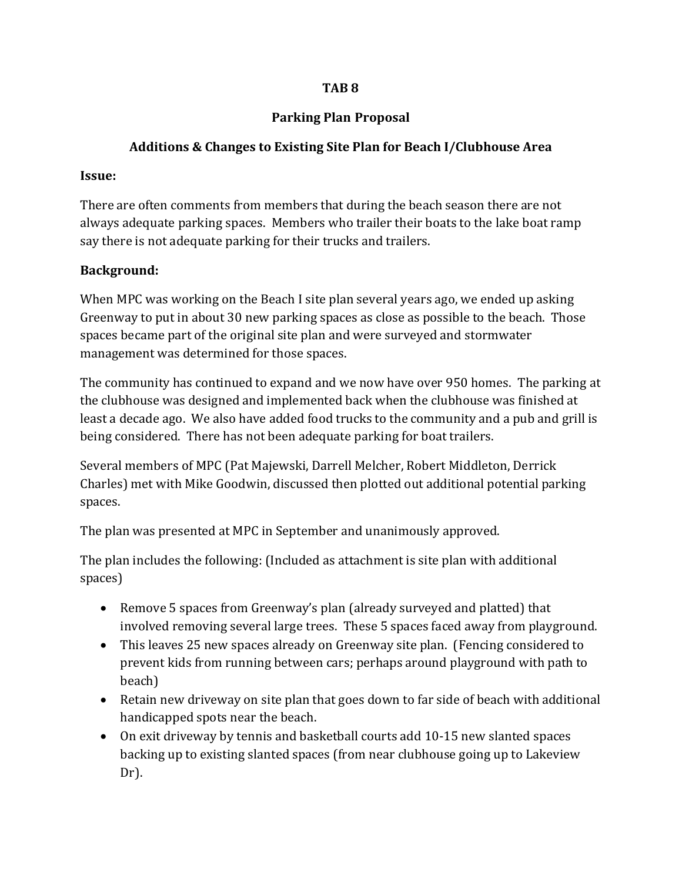**TAB 8**

**Parking Plan Proposal**

**Additions & Changes to Existing Site Plan for Beach I/Clubhouse Area**

**Issue:**

There are often comments from members that during the beach season there are not always adequate parking spaces. Members who trailer their boats to the lake boat ramp say there is not adequate parking for their trucks and trailers.

**Background:**

When MPC was working on the Beach I site plan several years ago, we ended up asking Greenway to put in about 30 new parking spaces as close as possible to the beach. Those spaces became part of the original site plan and were surveyed and stormwater management was determined for those spaces.

The community has continued to expand and we now have over 950 homes. The parking at the clubhouse was designed and implemented back when the clubhouse was finished at least a decade ago. We also have added food trucks to the community and a pub and grill is being considered. There has not been adequate parking for boat trailers.

Several members of MPC (Pat Majewski, Darrell Melcher, Robert Middleton, Derrick Charles) met with Mike Goodwin, discussed then plotted out additional potential parking spaces.

The plan was presented at MPC in September and unanimously approved.

The plan includes the following: (Included as attachment is site plan with additional spaces)

- Remove 5 spaces from Greenway's plan (already surveyed and platted) that involved removing several large trees. These 5 spaces faced away from playground.
- This leaves 25 new spaces already on Greenway site plan. (Fencing considered to prevent kids from running between cars; perhaps around playground with path to beach)
- Retain new driveway on site plan that goes down to far side of beach with additional handicapped spots near the beach.
- On exit driveway by tennis and basketball courts add 10-15 new slanted spaces backing up to existing slanted spaces (from near clubhouse going up to Lakeview Dr).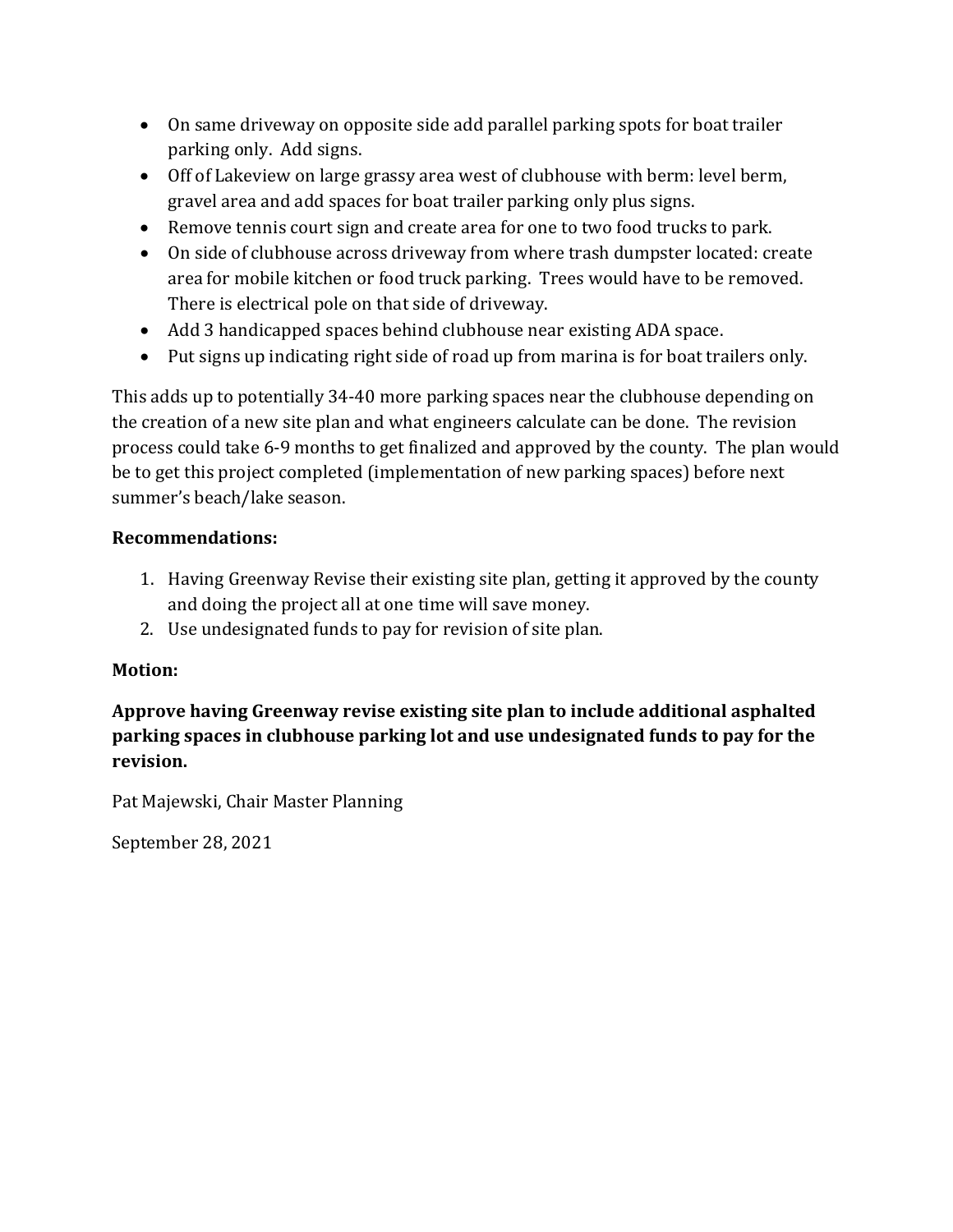- On same driveway on opposite side add parallel parking spots for boat trailer parking only. Add signs.
- Off of Lakeview on large grassy area west of clubhouse with berm: level berm, gravel area and add spaces for boat trailer parking only plus signs.
- Remove tennis court sign and create area for one to two food trucks to park.
- On side of clubhouse across driveway from where trash dumpster located: create area for mobile kitchen or food truck parking. Trees would have to be removed. There is electrical pole on that side of driveway.
- Add 3 handicapped spaces behind clubhouse near existing ADA space.
- Put signs up indicating right side of road up from marina is for boat trailers only.

This adds up to potentially 34-40 more parking spaces near the clubhouse depending on the creation of a new site plan and what engineers calculate can be done. The revision process could take 6-9 months to get finalized and approved by the county. The plan would be to get this project completed (implementation of new parking spaces) before next summer's beach/lake season.

**Recommendations:**

1. Having Greenway Revise their existing site plan, getting it approved by the county and doing the project all at one time will save money.
2. Use undesignated funds to pay for revision of site plan.

**Motion:**

**Approve having Greenway revise existing site plan to include additional asphalted parking spaces in clubhouse parking lot and use undesignated funds to pay for the revision.**

Pat Majewski, Chair Master Planning

September 28, 2021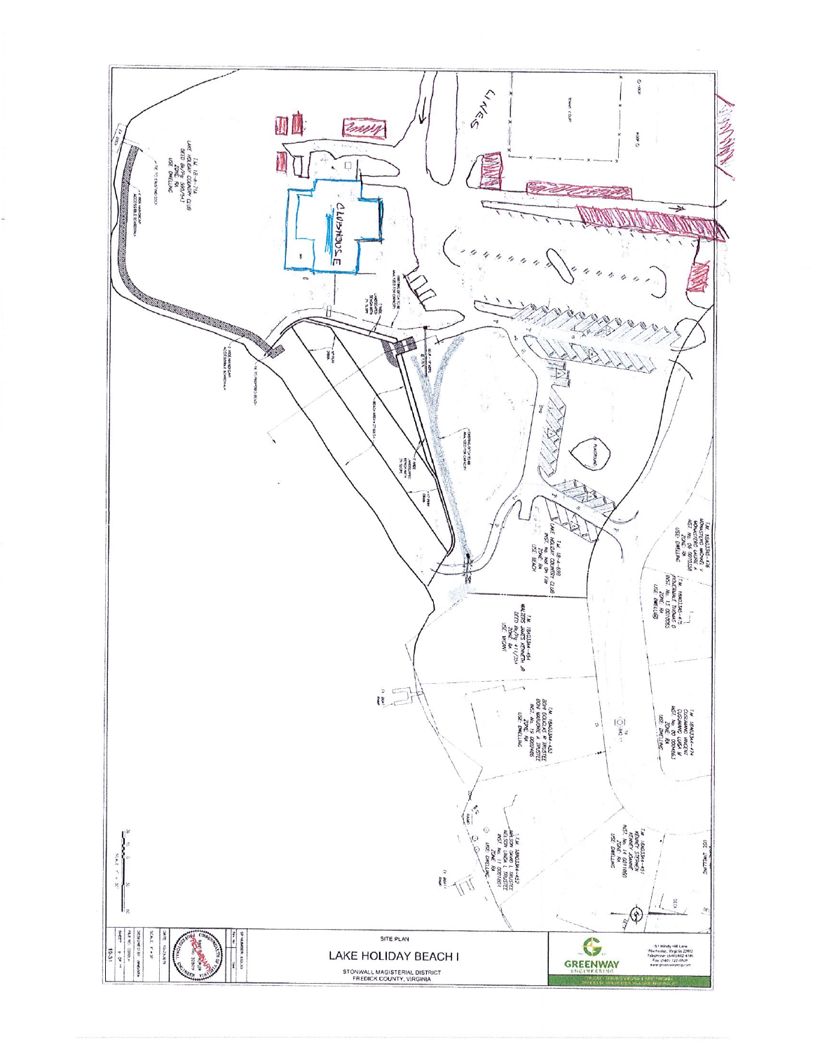LINES

CLUBHOUSE

T.M. 18-4-7A
LAKE HOLIDAY COUNTRY CLUB
DEED BK/PG 580/743
ZONE: RA
USE: DWELLING

T.M. 18-4-89B
LAKE HOLIDAY COUNTRY CLUB
INST. No. N/A OR FIM
ZONE: RA
USE: BEACH

T.M. 18A0134-476
MONASTERO MICHAEL V
MONASTERO LAURIE A
INST. No. 06 0011538
ZONE: RA
USE: DWELLING

T.M. 18A0134-475
POWERS TIMOTHY G
INST. No. 13 0010065
ZONE: RA
USE: DWELLING

T.M. 18A0134-454
WALTERS JAMES KENNETH JR
DEED BK/PG 471/334
ZONE: RA
USE: VACANT

T.M. 18A0134-453
BOHN DOUGLAS W TRUSTEE
BOHN MARJORIE A TRUSTEE
INST. No. 19 0002485
ZONE: RA
USE: DWELLING

T.M. 18A0134-474
GOODMAN VINCENT
GOODMAN LANCE M
INST. No. 09 0004643
ZONE: RA
USE: DWELLING

T.M. 18A0134-452
NELSON DAVID L TRUSTEE
NELSON LINDA L TRUSTEE
INST. No. 11 0011807
ZONE: RA
USE: DWELLING

T.M. 18A0134-451
KENNEY STEPHEN
KENNEY JOANNE
INST. No. 14 0011860
ZONE: RA
USE: DWELLING

USE: DWELLING

SCALE: 1" = 30'

SITE PLAN

# LAKE HOLIDAY BEACH I

STONWALL MAGISTERIAL DISTRICT
FREDICK COUNTY, VIRGINIA

GREENWAY ENGINEERING

151 Windy Hill Lane
Winchester, Virginia 22602

SHEET 3 OF 4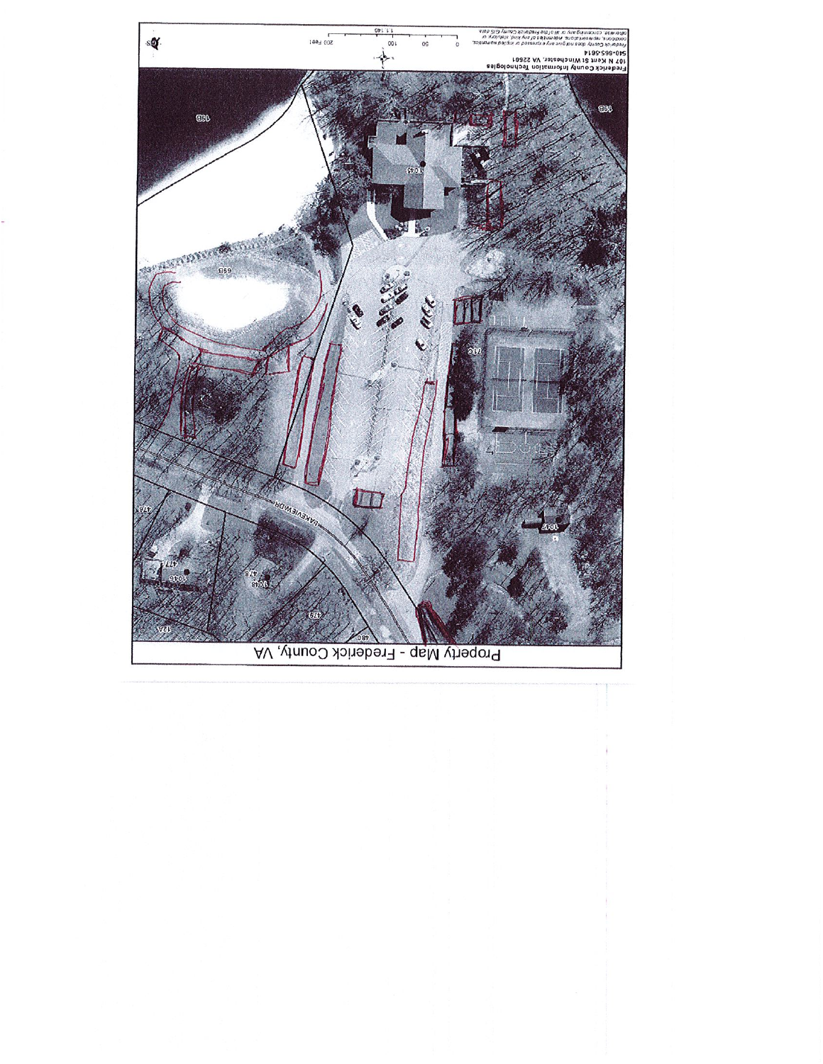Property Map - Frederick County, VA

Frederick County Information Technologies
107 N Kent St Winchester, VA 22601
540-665-5614

Frederick County does not give any expressed or implied warranties, conditions, representations, statements of any kind, similarly or otherwise, concerning any or all of the Frederick County GIS data.

0 50 100 200 Feet

1:1,140

LAKEVIEW DR

1045

1047

1046

1048

19B

65B

71C

476

477

478

479

480

12A